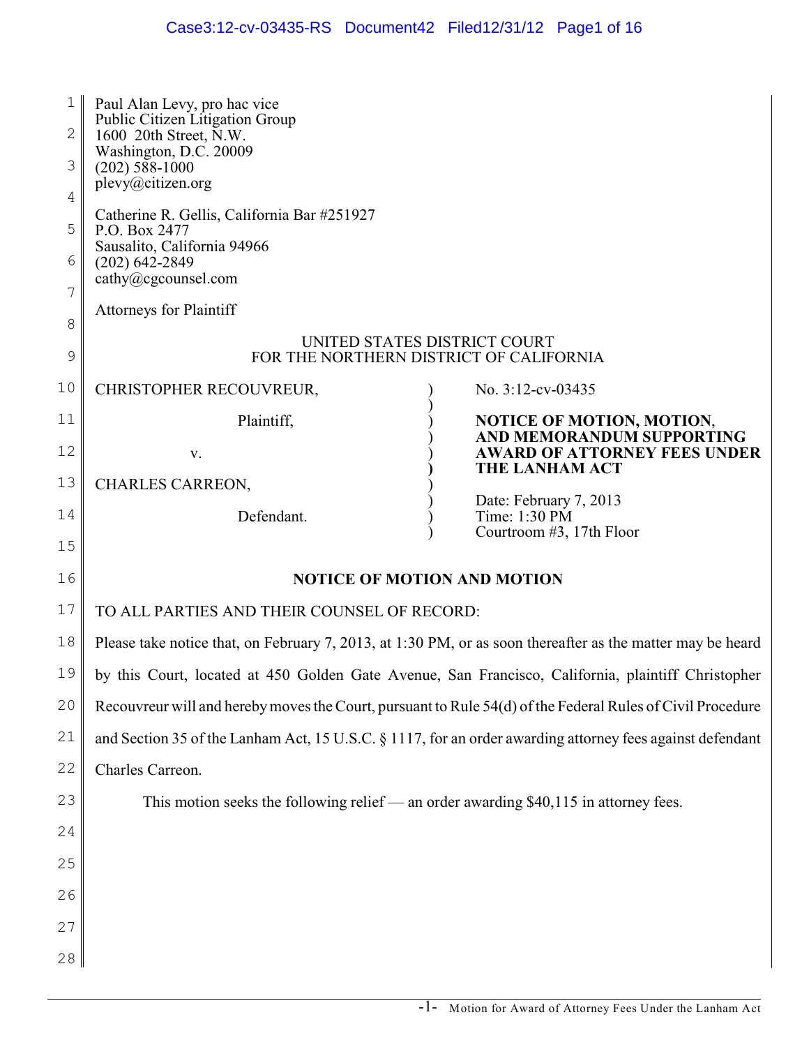Paul Alan Levy, pro hac vice
Public Citizen Litigation Group
1600 20th Street, N.W.
Washington, D.C. 20009
(202) 588-1000
plevy@citizen.org

Catherine R. Gellis, California Bar #251927
P.O. Box 2477
Sausalito, California 94966
(202) 642-2849
cathy@cgcounsel.com

Attorneys for Plaintiff

UNITED STATES DISTRICT COURT
FOR THE NORTHERN DISTRICT OF CALIFORNIA

| | |
|---|---|
| CHRISTOPHER RECOUVREUR,<br><br>Plaintiff,<br><br>v.<br><br>CHARLES CARREON,<br><br>Defendant. | No. 3:12-cv-03435<br><br>**NOTICE OF MOTION, MOTION, AND MEMORANDUM SUPPORTING AWARD OF ATTORNEY FEES UNDER THE LANHAM ACT**<br><br>Date: February 7, 2013<br>Time: 1:30 PM<br>Courtroom #3, 17th Floor |

**NOTICE OF MOTION AND MOTION**

TO ALL PARTIES AND THEIR COUNSEL OF RECORD:

Please take notice that, on February 7, 2013, at 1:30 PM, or as soon thereafter as the matter may be heard by this Court, located at 450 Golden Gate Avenue, San Francisco, California, plaintiff Christopher Recouvreur will and hereby moves the Court, pursuant to Rule 54(d) of the Federal Rules of Civil Procedure and Section 35 of the Lanham Act, 15 U.S.C. § 1117, for an order awarding attorney fees against defendant Charles Carreon.

This motion seeks the following relief — an order awarding $40,115 in attorney fees.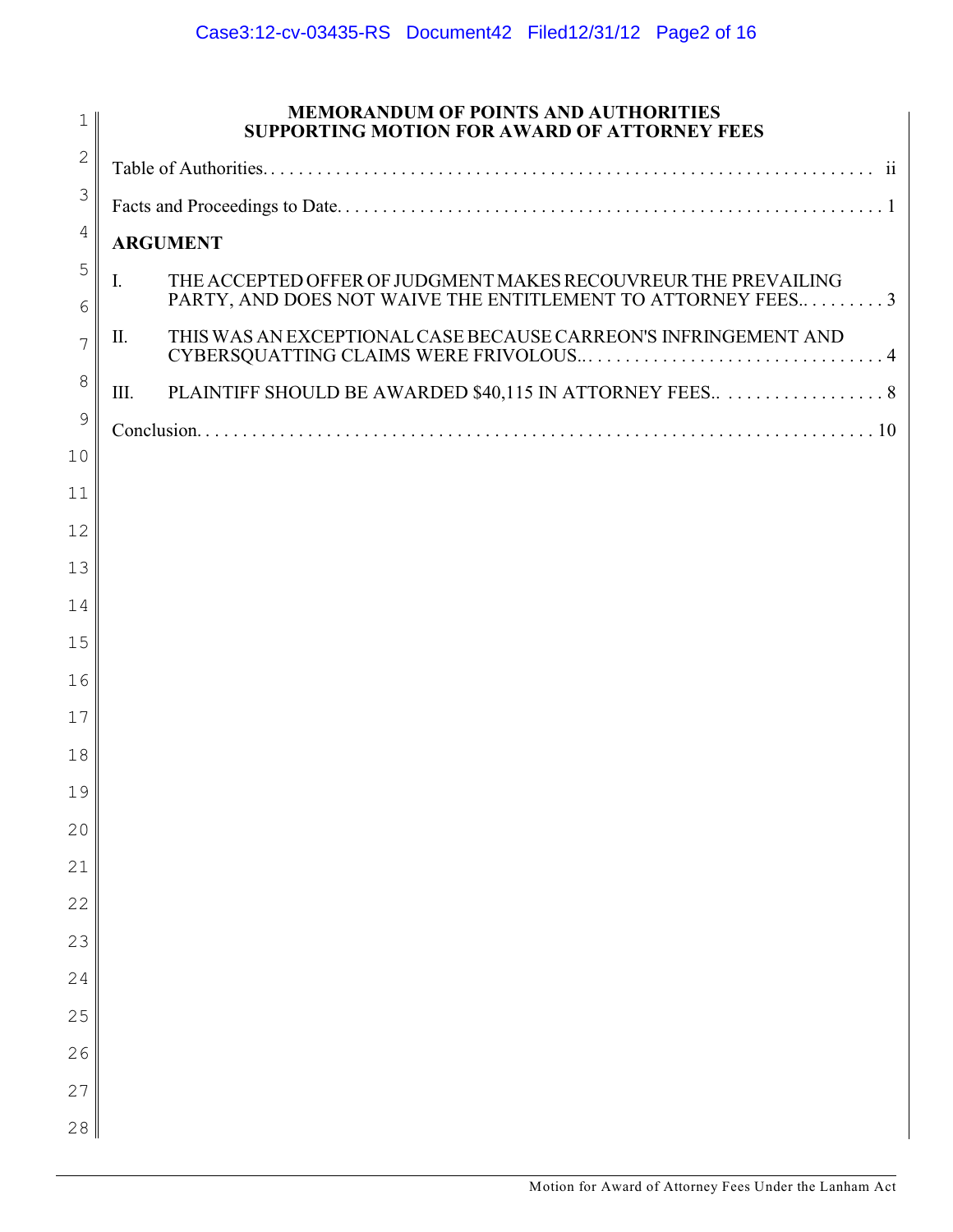**MEMORANDUM OF POINTS AND AUTHORITIES**
**SUPPORTING MOTION FOR AWARD OF ATTORNEY FEES**

Table of Authorities. . . . . . . . . . . . . . . . . . . . . . . . . . . . . . . . . . . . . . . . . . . . . . . . . . . . . . . . . . . . . . ii

Facts and Proceedings to Date. . . . . . . . . . . . . . . . . . . . . . . . . . . . . . . . . . . . . . . . . . . . . . . . . . . . . . . . 1

**ARGUMENT**

I. THE ACCEPTED OFFER OF JUDGMENT MAKES RECOUVREUR THE PREVAILING PARTY, AND DOES NOT WAIVE THE ENTITLEMENT TO ATTORNEY FEES.. . . . . . . . . 3

II. THIS WAS AN EXCEPTIONAL CASE BECAUSE CARREON'S INFRINGEMENT AND CYBERSQUATTING CLAIMS WERE FRIVOLOUS.. . . . . . . . . . . . . . . . . . . . . . . . . . . . . . . . 4

III. PLAINTIFF SHOULD BE AWARDED $40,115 IN ATTORNEY FEES.. . . . . . . . . . . . . . . . . . 8

Conclusion. . . . . . . . . . . . . . . . . . . . . . . . . . . . . . . . . . . . . . . . . . . . . . . . . . . . . . . . . . . . . . . . . . . 10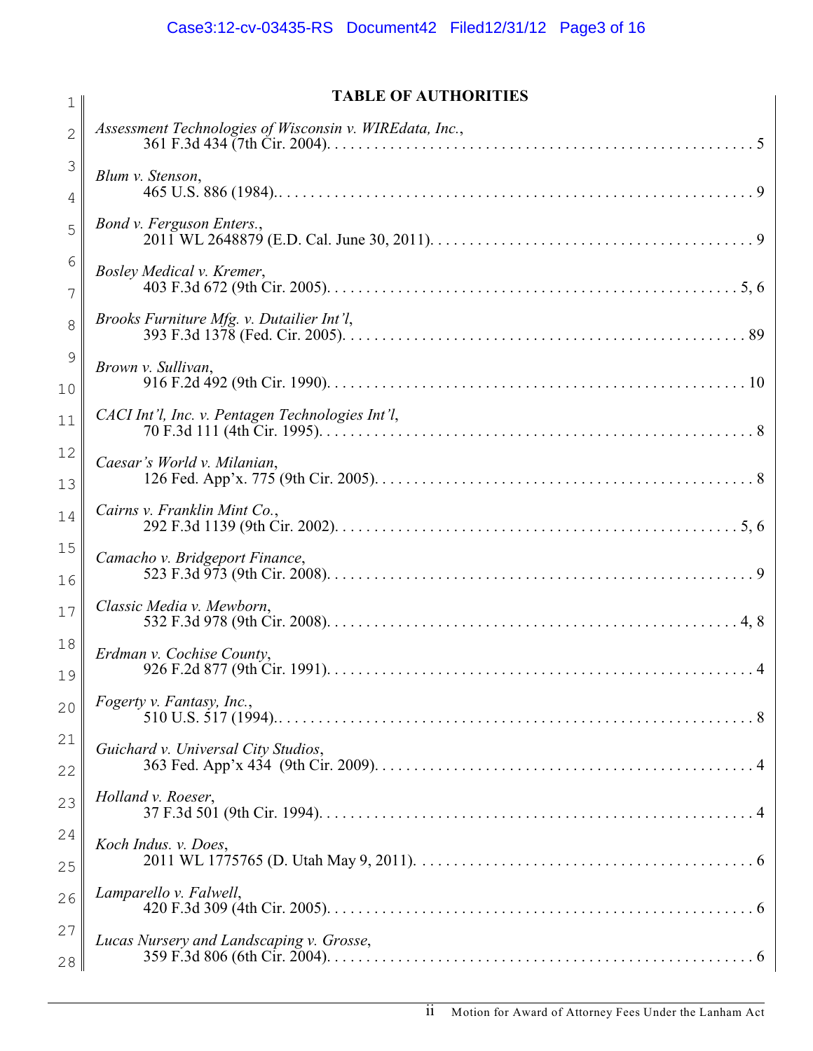## TABLE OF AUTHORITIES

*Assessment Technologies of Wisconsin v. WIREdata, Inc.*, 361 F.3d 434 (7th Cir. 2004). . . . . . . . . . . . . . . . . . . . . . . . . . . . . . . . . . . . . . . . . . . . . . . . 5

*Blum v. Stenson*, 465 U.S. 886 (1984).. . . . . . . . . . . . . . . . . . . . . . . . . . . . . . . . . . . . . . . . . . . . . . . . . . . . . . . . . 9

*Bond v. Ferguson Enters.*, 2011 WL 2648879 (E.D. Cal. June 30, 2011). . . . . . . . . . . . . . . . . . . . . . . . . . . . . . . . . . . . . . . 9

*Bosley Medical v. Kremer*, 403 F.3d 672 (9th Cir. 2005). . . . . . . . . . . . . . . . . . . . . . . . . . . . . . . . . . . . . . . . . . . . . . . . . . 5, 6

*Brooks Furniture Mfg. v. Dutailier Int'l*, 393 F.3d 1378 (Fed. Cir. 2005). . . . . . . . . . . . . . . . . . . . . . . . . . . . . . . . . . . . . . . . . . . . . . . . . 89

*Brown v. Sullivan*, 916 F.2d 492 (9th Cir. 1990). . . . . . . . . . . . . . . . . . . . . . . . . . . . . . . . . . . . . . . . . . . . . . . . . . . 10

*CACI Int'l, Inc. v. Pentagen Technologies Int'l*, 70 F.3d 111 (4th Cir. 1995). . . . . . . . . . . . . . . . . . . . . . . . . . . . . . . . . . . . . . . . . . . . . . . . . . . . . 8

*Caesar's World v. Milanian*, 126 Fed. App'x. 775 (9th Cir. 2005). . . . . . . . . . . . . . . . . . . . . . . . . . . . . . . . . . . . . . . . . . . . . . 8

*Cairns v. Franklin Mint Co.*, 292 F.3d 1139 (9th Cir. 2002). . . . . . . . . . . . . . . . . . . . . . . . . . . . . . . . . . . . . . . . . . . . . . . . . 5, 6

*Camacho v. Bridgeport Finance*, 523 F.3d 973 (9th Cir. 2008). . . . . . . . . . . . . . . . . . . . . . . . . . . . . . . . . . . . . . . . . . . . . . . . . . . . 9

*Classic Media v. Mewborn*, 532 F.3d 978 (9th Cir. 2008). . . . . . . . . . . . . . . . . . . . . . . . . . . . . . . . . . . . . . . . . . . . . . . . . 4, 8

*Erdman v. Cochise County*, 926 F.2d 877 (9th Cir. 1991). . . . . . . . . . . . . . . . . . . . . . . . . . . . . . . . . . . . . . . . . . . . . . . . . . . . 4

*Fogerty v. Fantasy, Inc.*, 510 U.S. 517 (1994).. . . . . . . . . . . . . . . . . . . . . . . . . . . . . . . . . . . . . . . . . . . . . . . . . . . . . . . . . 8

*Guichard v. Universal City Studios*, 363 Fed. App'x 434 (9th Cir. 2009). . . . . . . . . . . . . . . . . . . . . . . . . . . . . . . . . . . . . . . . . . . . . . 4

*Holland v. Roeser*, 37 F.3d 501 (9th Cir. 1994). . . . . . . . . . . . . . . . . . . . . . . . . . . . . . . . . . . . . . . . . . . . . . . . . . . . . 4

*Koch Indus. v. Does*, 2011 WL 1775765 (D. Utah May 9, 2011). . . . . . . . . . . . . . . . . . . . . . . . . . . . . . . . . . . . . . . . . . 6

*Lamparello v. Falwell*, 420 F.3d 309 (4th Cir. 2005). . . . . . . . . . . . . . . . . . . . . . . . . . . . . . . . . . . . . . . . . . . . . . . . . . . . 6

*Lucas Nursery and Landscaping v. Grosse*, 359 F.3d 806 (6th Cir. 2004). . . . . . . . . . . . . . . . . . . . . . . . . . . . . . . . . . . . . . . . . . . . . . . . . . . . 6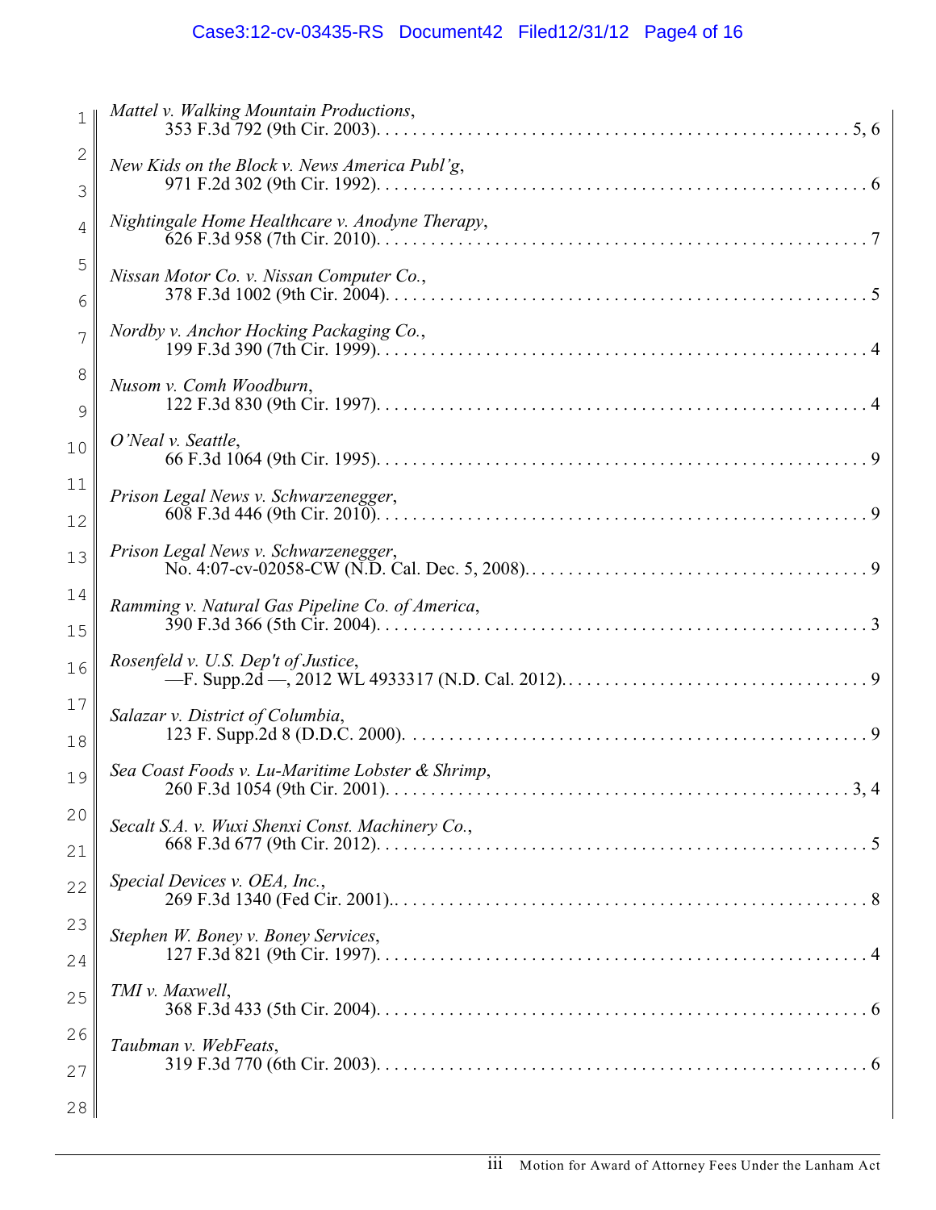*Mattel v. Walking Mountain Productions*,
353 F.3d 792 (9th Cir. 2003). . . . . . . . . . . . . . . . . . . . . . . . . . . . . . . . . . . . . . . . . . . . . . . . . . 5, 6

*New Kids on the Block v. News America Publ'g*,
971 F.2d 302 (9th Cir. 1992). . . . . . . . . . . . . . . . . . . . . . . . . . . . . . . . . . . . . . . . . . . . . . . . . . . . 6

*Nightingale Home Healthcare v. Anodyne Therapy*,
626 F.3d 958 (7th Cir. 2010). . . . . . . . . . . . . . . . . . . . . . . . . . . . . . . . . . . . . . . . . . . . . . . . . . . . 7

*Nissan Motor Co. v. Nissan Computer Co.*,
378 F.3d 1002 (9th Cir. 2004). . . . . . . . . . . . . . . . . . . . . . . . . . . . . . . . . . . . . . . . . . . . . . . . . . . 5

*Nordby v. Anchor Hocking Packaging Co.*,
199 F.3d 390 (7th Cir. 1999). . . . . . . . . . . . . . . . . . . . . . . . . . . . . . . . . . . . . . . . . . . . . . . . . . . . 4

*Nusom v. Comh Woodburn*,
122 F.3d 830 (9th Cir. 1997). . . . . . . . . . . . . . . . . . . . . . . . . . . . . . . . . . . . . . . . . . . . . . . . . . . . 4

*O'Neal v. Seattle*,
66 F.3d 1064 (9th Cir. 1995). . . . . . . . . . . . . . . . . . . . . . . . . . . . . . . . . . . . . . . . . . . . . . . . . . . . 9

*Prison Legal News v. Schwarzenegger*,
608 F.3d 446 (9th Cir. 2010). . . . . . . . . . . . . . . . . . . . . . . . . . . . . . . . . . . . . . . . . . . . . . . . . . . . 9

*Prison Legal News v. Schwarzenegger*,
No. 4:07-cv-02058-CW (N.D. Cal. Dec. 5, 2008). . . . . . . . . . . . . . . . . . . . . . . . . . . . . . . . . . . . . . 9

*Ramming v. Natural Gas Pipeline Co. of America*,
390 F.3d 366 (5th Cir. 2004). . . . . . . . . . . . . . . . . . . . . . . . . . . . . . . . . . . . . . . . . . . . . . . . . . . . 3

*Rosenfeld v. U.S. Dep't of Justice*,
—F. Supp.2d —, 2012 WL 4933317 (N.D. Cal. 2012). . . . . . . . . . . . . . . . . . . . . . . . . . . . . . . . . . 9

*Salazar v. District of Columbia*,
123 F. Supp.2d 8 (D.D.C. 2000). . . . . . . . . . . . . . . . . . . . . . . . . . . . . . . . . . . . . . . . . . . . . . . . . . 9

*Sea Coast Foods v. Lu-Maritime Lobster & Shrimp*,
260 F.3d 1054 (9th Cir. 2001). . . . . . . . . . . . . . . . . . . . . . . . . . . . . . . . . . . . . . . . . . . . . . . . . . 3, 4

*Secalt S.A. v. Wuxi Shenxi Const. Machinery Co.*,
668 F.3d 677 (9th Cir. 2012). . . . . . . . . . . . . . . . . . . . . . . . . . . . . . . . . . . . . . . . . . . . . . . . . . . . 5

*Special Devices v. OEA, Inc.*,
269 F.3d 1340 (Fed Cir. 2001).. . . . . . . . . . . . . . . . . . . . . . . . . . . . . . . . . . . . . . . . . . . . . . . . . . 8

*Stephen W. Boney v. Boney Services*,
127 F.3d 821 (9th Cir. 1997). . . . . . . . . . . . . . . . . . . . . . . . . . . . . . . . . . . . . . . . . . . . . . . . . . . . 4

*TMI v. Maxwell*,
368 F.3d 433 (5th Cir. 2004). . . . . . . . . . . . . . . . . . . . . . . . . . . . . . . . . . . . . . . . . . . . . . . . . . . . 6

*Taubman v. WebFeats*,
319 F.3d 770 (6th Cir. 2003). . . . . . . . . . . . . . . . . . . . . . . . . . . . . . . . . . . . . . . . . . . . . . . . . . . . 6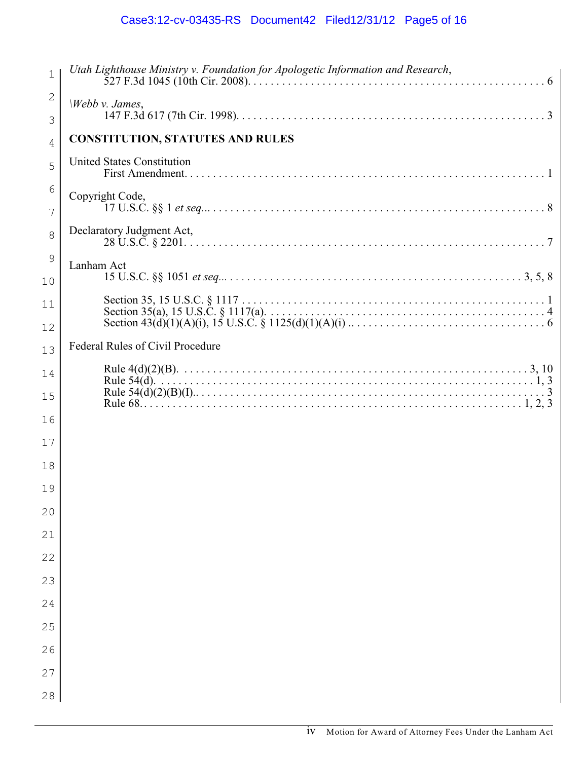*Utah Lighthouse Ministry v. Foundation for Apologetic Information and Research*,
527 F.3d 1045 (10th Cir. 2008). . . . . . . . . . . . . . . . . . . . . . . . . . . . . . . . . . . . . . . . . . . . . . . . . . . . 6

\*Webb v. James*,
147 F.3d 617 (7th Cir. 1998). . . . . . . . . . . . . . . . . . . . . . . . . . . . . . . . . . . . . . . . . . . . . . . . . . . . . . 3

**CONSTITUTION, STATUTES AND RULES**

United States Constitution
First Amendment. . . . . . . . . . . . . . . . . . . . . . . . . . . . . . . . . . . . . . . . . . . . . . . . . . . . . . . . . . . . . . . 1

Copyright Code,
17 U.S.C. §§ 1 *et seq*... . . . . . . . . . . . . . . . . . . . . . . . . . . . . . . . . . . . . . . . . . . . . . . . . . . . . . . . . . . 8

Declaratory Judgment Act,
28 U.S.C. § 2201. . . . . . . . . . . . . . . . . . . . . . . . . . . . . . . . . . . . . . . . . . . . . . . . . . . . . . . . . . . . . . . . . 7

Lanham Act
15 U.S.C. §§ 1051 *et seq*... . . . . . . . . . . . . . . . . . . . . . . . . . . . . . . . . . . . . . . . . . . . . . . . . . . . . 3, 5, 8

Section 35, 15 U.S.C. § 1117 . . . . . . . . . . . . . . . . . . . . . . . . . . . . . . . . . . . . . . . . . . . . . . . . . . . . . . . 1
Section 35(a), 15 U.S.C. § 1117(a). . . . . . . . . . . . . . . . . . . . . . . . . . . . . . . . . . . . . . . . . . . . . . . . . . 4
Section 43(d)(1)(A)(i), 15 U.S.C. § 1125(d)(1)(A)(i) .. . . . . . . . . . . . . . . . . . . . . . . . . . . . . . . . . . . 6

Federal Rules of Civil Procedure

Rule 4(d)(2)(B). . . . . . . . . . . . . . . . . . . . . . . . . . . . . . . . . . . . . . . . . . . . . . . . . . . . . . . . . . . . . . . 3, 10
Rule 54(d). . . . . . . . . . . . . . . . . . . . . . . . . . . . . . . . . . . . . . . . . . . . . . . . . . . . . . . . . . . . . . . . . . . . 1, 3
Rule 54(d)(2)(B)(I).. . . . . . . . . . . . . . . . . . . . . . . . . . . . . . . . . . . . . . . . . . . . . . . . . . . . . . . . . . . . . . . 3
Rule 68. . . . . . . . . . . . . . . . . . . . . . . . . . . . . . . . . . . . . . . . . . . . . . . . . . . . . . . . . . . . . . . . . . . . . 1, 2, 3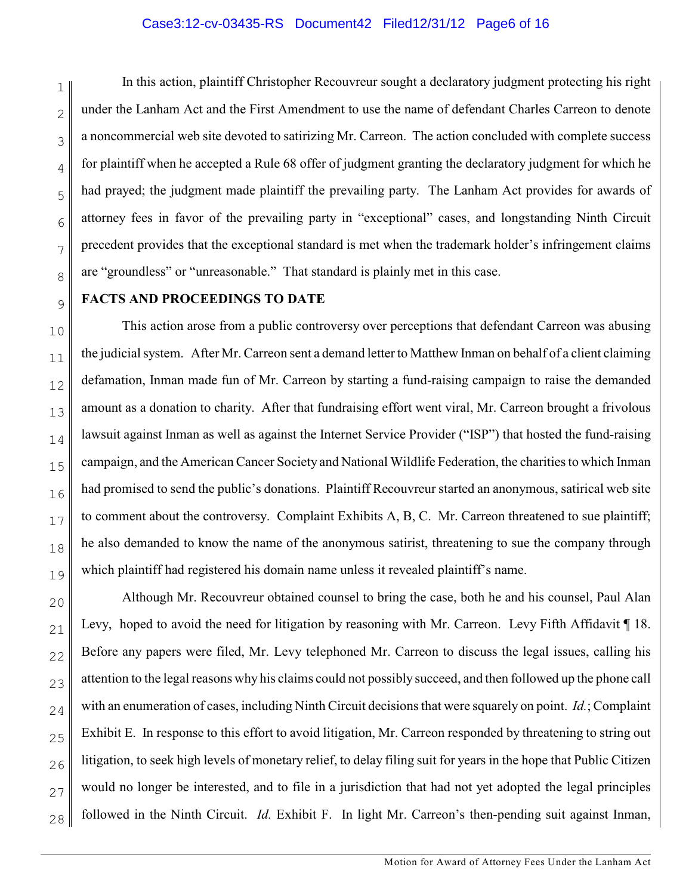In this action, plaintiff Christopher Recouvreur sought a declaratory judgment protecting his right under the Lanham Act and the First Amendment to use the name of defendant Charles Carreon to denote a noncommercial web site devoted to satirizing Mr. Carreon. The action concluded with complete success for plaintiff when he accepted a Rule 68 offer of judgment granting the declaratory judgment for which he had prayed; the judgment made plaintiff the prevailing party. The Lanham Act provides for awards of attorney fees in favor of the prevailing party in "exceptional" cases, and longstanding Ninth Circuit precedent provides that the exceptional standard is met when the trademark holder's infringement claims are "groundless" or "unreasonable." That standard is plainly met in this case.

**FACTS AND PROCEEDINGS TO DATE**

This action arose from a public controversy over perceptions that defendant Carreon was abusing the judicial system. After Mr. Carreon sent a demand letter to Matthew Inman on behalf of a client claiming defamation, Inman made fun of Mr. Carreon by starting a fund-raising campaign to raise the demanded amount as a donation to charity. After that fundraising effort went viral, Mr. Carreon brought a frivolous lawsuit against Inman as well as against the Internet Service Provider ("ISP") that hosted the fund-raising campaign, and the American Cancer Society and National Wildlife Federation, the charities to which Inman had promised to send the public's donations. Plaintiff Recouvreur started an anonymous, satirical web site to comment about the controversy. Complaint Exhibits A, B, C. Mr. Carreon threatened to sue plaintiff; he also demanded to know the name of the anonymous satirist, threatening to sue the company through which plaintiff had registered his domain name unless it revealed plaintiff's name.

Although Mr. Recouvreur obtained counsel to bring the case, both he and his counsel, Paul Alan Levy, hoped to avoid the need for litigation by reasoning with Mr. Carreon. Levy Fifth Affidavit ¶ 18. Before any papers were filed, Mr. Levy telephoned Mr. Carreon to discuss the legal issues, calling his attention to the legal reasons why his claims could not possibly succeed, and then followed up the phone call with an enumeration of cases, including Ninth Circuit decisions that were squarely on point. *Id.*; Complaint Exhibit E. In response to this effort to avoid litigation, Mr. Carreon responded by threatening to string out litigation, to seek high levels of monetary relief, to delay filing suit for years in the hope that Public Citizen would no longer be interested, and to file in a jurisdiction that had not yet adopted the legal principles followed in the Ninth Circuit. *Id.* Exhibit F. In light Mr. Carreon's then-pending suit against Inman,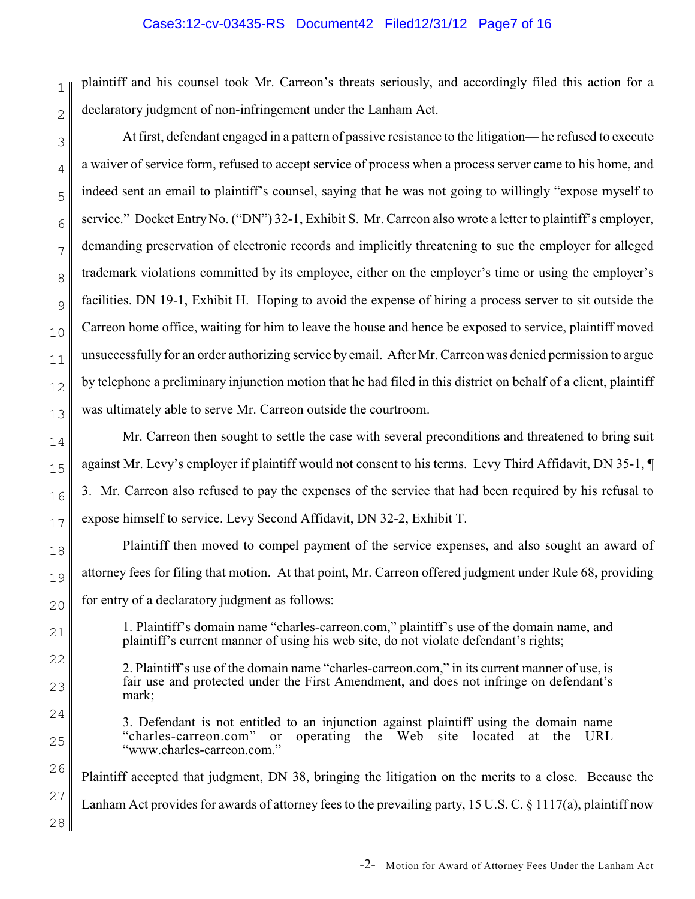plaintiff and his counsel took Mr. Carreon's threats seriously, and accordingly filed this action for a declaratory judgment of non-infringement under the Lanham Act.

At first, defendant engaged in a pattern of passive resistance to the litigation— he refused to execute a waiver of service form, refused to accept service of process when a process server came to his home, and indeed sent an email to plaintiff's counsel, saying that he was not going to willingly "expose myself to service." Docket Entry No. ("DN") 32-1, Exhibit S. Mr. Carreon also wrote a letter to plaintiff's employer, demanding preservation of electronic records and implicitly threatening to sue the employer for alleged trademark violations committed by its employee, either on the employer's time or using the employer's facilities. DN 19-1, Exhibit H. Hoping to avoid the expense of hiring a process server to sit outside the Carreon home office, waiting for him to leave the house and hence be exposed to service, plaintiff moved unsuccessfully for an order authorizing service by email. After Mr. Carreon was denied permission to argue by telephone a preliminary injunction motion that he had filed in this district on behalf of a client, plaintiff was ultimately able to serve Mr. Carreon outside the courtroom.

Mr. Carreon then sought to settle the case with several preconditions and threatened to bring suit against Mr. Levy's employer if plaintiff would not consent to his terms. Levy Third Affidavit, DN 35-1, ¶ 3. Mr. Carreon also refused to pay the expenses of the service that had been required by his refusal to expose himself to service. Levy Second Affidavit, DN 32-2, Exhibit T.

Plaintiff then moved to compel payment of the service expenses, and also sought an award of attorney fees for filing that motion. At that point, Mr. Carreon offered judgment under Rule 68, providing for entry of a declaratory judgment as follows:

> 1. Plaintiff's domain name "charles-carreon.com," plaintiff's use of the domain name, and plaintiff's current manner of using his web site, do not violate defendant's rights;
>
> 2. Plaintiff's use of the domain name "charles-carreon.com," in its current manner of use, is fair use and protected under the First Amendment, and does not infringe on defendant's mark;
>
> 3. Defendant is not entitled to an injunction against plaintiff using the domain name "charles-carreon.com" or operating the Web site located at the URL "www.charles-carreon.com."

Plaintiff accepted that judgment, DN 38, bringing the litigation on the merits to a close. Because the Lanham Act provides for awards of attorney fees to the prevailing party, 15 U.S. C. § 1117(a), plaintiff now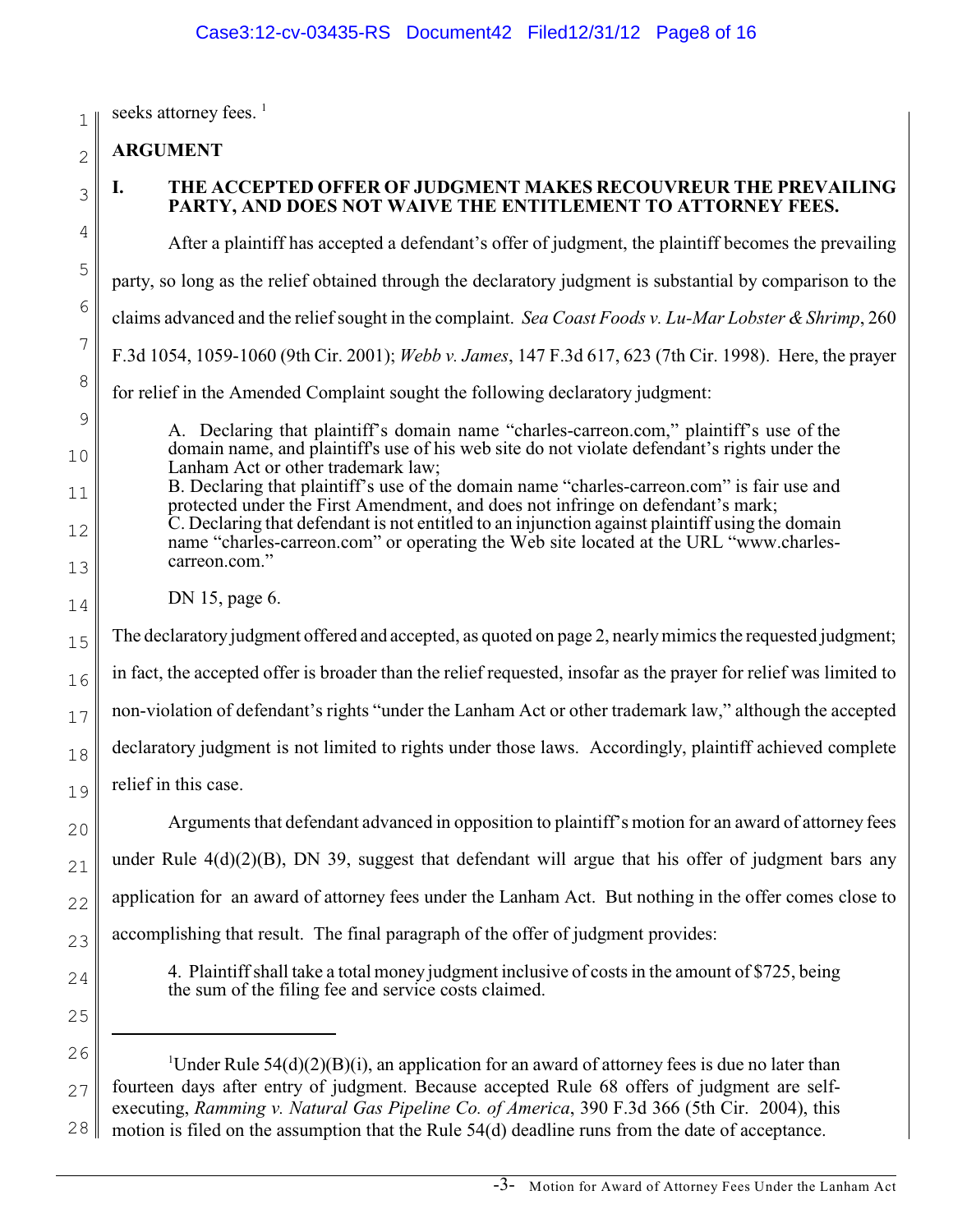seeks attorney fees. [1]

**ARGUMENT**

## I. THE ACCEPTED OFFER OF JUDGMENT MAKES RECOUVREUR THE PREVAILING PARTY, AND DOES NOT WAIVE THE ENTITLEMENT TO ATTORNEY FEES.

After a plaintiff has accepted a defendant's offer of judgment, the plaintiff becomes the prevailing party, so long as the relief obtained through the declaratory judgment is substantial by comparison to the claims advanced and the relief sought in the complaint. *Sea Coast Foods v. Lu-Mar Lobster & Shrimp*, 260 F.3d 1054, 1059-1060 (9th Cir. 2001); *Webb v. James*, 147 F.3d 617, 623 (7th Cir. 1998). Here, the prayer for relief in the Amended Complaint sought the following declaratory judgment:

> A. Declaring that plaintiff's domain name "charles-carreon.com," plaintiff's use of the domain name, and plaintiff's use of his web site do not violate defendant's rights under the Lanham Act or other trademark law;
> B. Declaring that plaintiff's use of the domain name "charles-carreon.com" is fair use and protected under the First Amendment, and does not infringe on defendant's mark;
> C. Declaring that defendant is not entitled to an injunction against plaintiff using the domain name "charles-carreon.com" or operating the Web site located at the URL "www.charles-carreon.com."
>
> DN 15, page 6.

The declaratory judgment offered and accepted, as quoted on page 2, nearly mimics the requested judgment; in fact, the accepted offer is broader than the relief requested, insofar as the prayer for relief was limited to non-violation of defendant's rights "under the Lanham Act or other trademark law," although the accepted declaratory judgment is not limited to rights under those laws. Accordingly, plaintiff achieved complete relief in this case.

Arguments that defendant advanced in opposition to plaintiff's motion for an award of attorney fees under Rule 4(d)(2)(B), DN 39, suggest that defendant will argue that his offer of judgment bars any application for an award of attorney fees under the Lanham Act. But nothing in the offer comes close to accomplishing that result. The final paragraph of the offer of judgment provides:

> 4. Plaintiff shall take a total money judgment inclusive of costs in the amount of $725, being the sum of the filing fee and service costs claimed.

---

[1] Under Rule 54(d)(2)(B)(i), an application for an award of attorney fees is due no later than fourteen days after entry of judgment. Because accepted Rule 68 offers of judgment are self-executing, *Ramming v. Natural Gas Pipeline Co. of America*, 390 F.3d 366 (5th Cir. 2004), this motion is filed on the assumption that the Rule 54(d) deadline runs from the date of acceptance.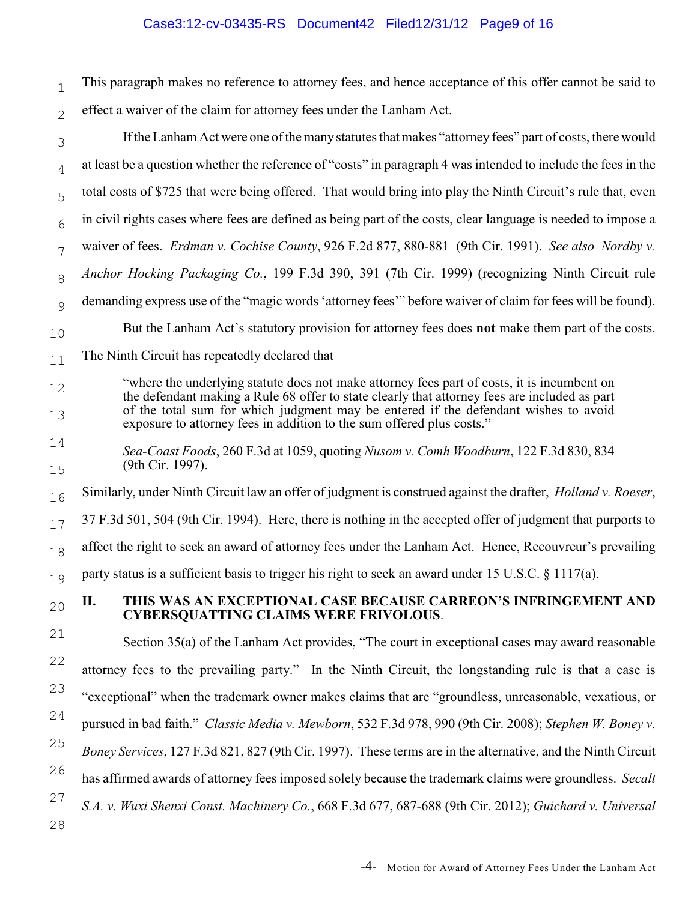This paragraph makes no reference to attorney fees, and hence acceptance of this offer cannot be said to effect a waiver of the claim for attorney fees under the Lanham Act.

If the Lanham Act were one of the many statutes that makes "attorney fees" part of costs, there would at least be a question whether the reference of "costs" in paragraph 4 was intended to include the fees in the total costs of $725 that were being offered. That would bring into play the Ninth Circuit's rule that, even in civil rights cases where fees are defined as being part of the costs, clear language is needed to impose a waiver of fees. *Erdman v. Cochise County*, 926 F.2d 877, 880-881 (9th Cir. 1991). *See also Nordby v. Anchor Hocking Packaging Co.*, 199 F.3d 390, 391 (7th Cir. 1999) (recognizing Ninth Circuit rule demanding express use of the "magic words 'attorney fees'" before waiver of claim for fees will be found).

But the Lanham Act's statutory provision for attorney fees does **not** make them part of the costs. The Ninth Circuit has repeatedly declared that

> "where the underlying statute does not make attorney fees part of costs, it is incumbent on the defendant making a Rule 68 offer to state clearly that attorney fees are included as part of the total sum for which judgment may be entered if the defendant wishes to avoid exposure to attorney fees in addition to the sum offered plus costs."
>
> *Sea-Coast Foods*, 260 F.3d at 1059, quoting *Nusom v. Comh Woodburn*, 122 F.3d 830, 834 (9th Cir. 1997).

Similarly, under Ninth Circuit law an offer of judgment is construed against the drafter, *Holland v. Roeser*, 37 F.3d 501, 504 (9th Cir. 1994). Here, there is nothing in the accepted offer of judgment that purports to affect the right to seek an award of attorney fees under the Lanham Act. Hence, Recouvreur's prevailing party status is a sufficient basis to trigger his right to seek an award under 15 U.S.C. § 1117(a).

## II. THIS WAS AN EXCEPTIONAL CASE BECAUSE CARREON'S INFRINGEMENT AND CYBERSQUATTING CLAIMS WERE FRIVOLOUS.

Section 35(a) of the Lanham Act provides, "The court in exceptional cases may award reasonable attorney fees to the prevailing party." In the Ninth Circuit, the longstanding rule is that a case is "exceptional" when the trademark owner makes claims that are "groundless, unreasonable, vexatious, or pursued in bad faith." *Classic Media v. Mewborn*, 532 F.3d 978, 990 (9th Cir. 2008); *Stephen W. Boney v. Boney Services*, 127 F.3d 821, 827 (9th Cir. 1997). These terms are in the alternative, and the Ninth Circuit has affirmed awards of attorney fees imposed solely because the trademark claims were groundless. *Secalt S.A. v. Wuxi Shenxi Const. Machinery Co.*, 668 F.3d 677, 687-688 (9th Cir. 2012); *Guichard v. Universal*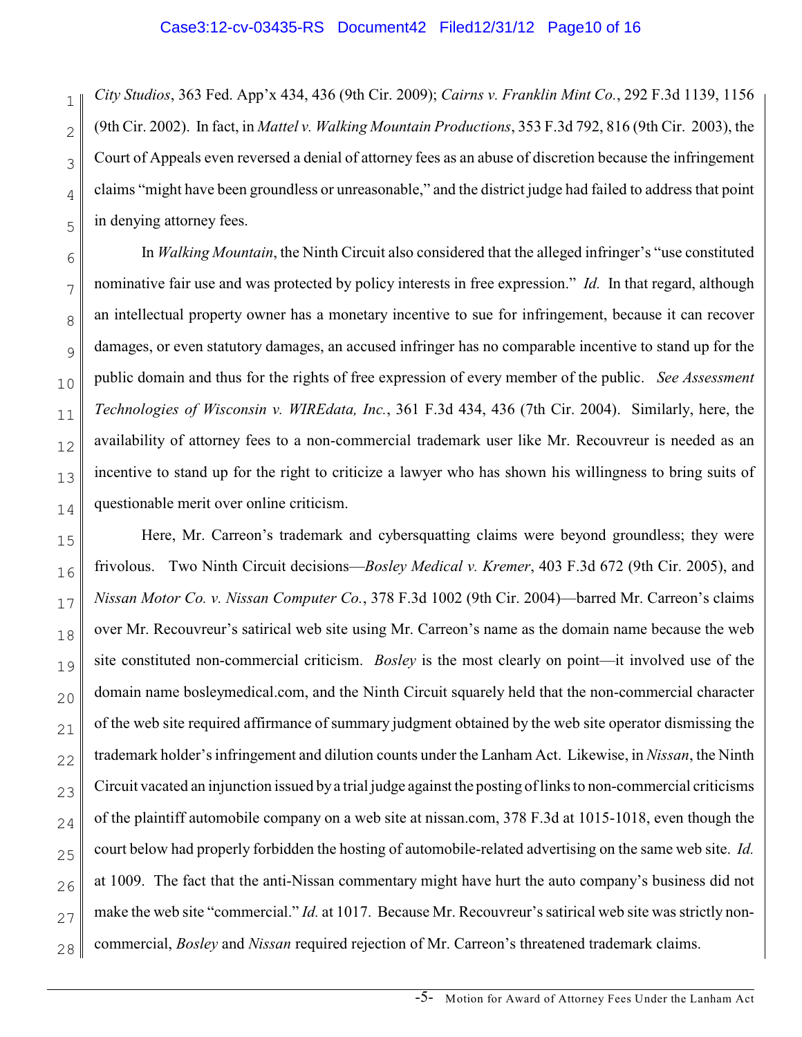*City Studios*, 363 Fed. App'x 434, 436 (9th Cir. 2009); *Cairns v. Franklin Mint Co.*, 292 F.3d 1139, 1156 (9th Cir. 2002). In fact, in *Mattel v. Walking Mountain Productions*, 353 F.3d 792, 816 (9th Cir. 2003), the Court of Appeals even reversed a denial of attorney fees as an abuse of discretion because the infringement claims "might have been groundless or unreasonable," and the district judge had failed to address that point in denying attorney fees.

In *Walking Mountain*, the Ninth Circuit also considered that the alleged infringer's "use constituted nominative fair use and was protected by policy interests in free expression." *Id.* In that regard, although an intellectual property owner has a monetary incentive to sue for infringement, because it can recover damages, or even statutory damages, an accused infringer has no comparable incentive to stand up for the public domain and thus for the rights of free expression of every member of the public. *See Assessment Technologies of Wisconsin v. WIREdata, Inc.*, 361 F.3d 434, 436 (7th Cir. 2004). Similarly, here, the availability of attorney fees to a non-commercial trademark user like Mr. Recouvreur is needed as an incentive to stand up for the right to criticize a lawyer who has shown his willingness to bring suits of questionable merit over online criticism.

Here, Mr. Carreon's trademark and cybersquatting claims were beyond groundless; they were frivolous. Two Ninth Circuit decisions—*Bosley Medical v. Kremer*, 403 F.3d 672 (9th Cir. 2005), and *Nissan Motor Co. v. Nissan Computer Co.*, 378 F.3d 1002 (9th Cir. 2004)—barred Mr. Carreon's claims over Mr. Recouvreur's satirical web site using Mr. Carreon's name as the domain name because the web site constituted non-commercial criticism. *Bosley* is the most clearly on point—it involved use of the domain name bosleymedical.com, and the Ninth Circuit squarely held that the non-commercial character of the web site required affirmance of summary judgment obtained by the web site operator dismissing the trademark holder's infringement and dilution counts under the Lanham Act. Likewise, in *Nissan*, the Ninth Circuit vacated an injunction issued by a trial judge against the posting of links to non-commercial criticisms of the plaintiff automobile company on a web site at nissan.com, 378 F.3d at 1015-1018, even though the court below had properly forbidden the hosting of automobile-related advertising on the same web site. *Id.* at 1009. The fact that the anti-Nissan commentary might have hurt the auto company's business did not make the web site "commercial." *Id.* at 1017. Because Mr. Recouvreur's satirical web site was strictly non-commercial, *Bosley* and *Nissan* required rejection of Mr. Carreon's threatened trademark claims.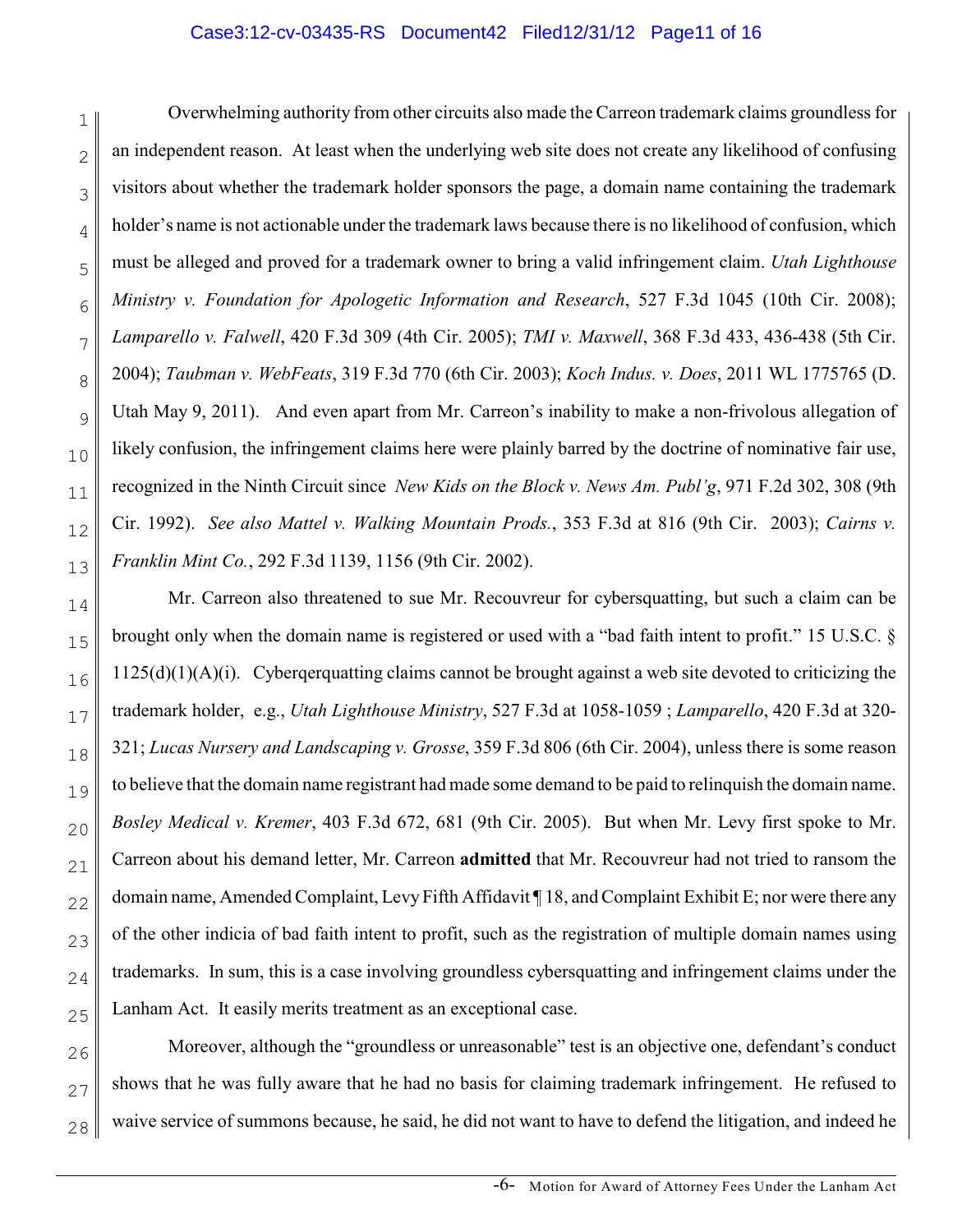Overwhelming authority from other circuits also made the Carreon trademark claims groundless for an independent reason. At least when the underlying web site does not create any likelihood of confusing visitors about whether the trademark holder sponsors the page, a domain name containing the trademark holder's name is not actionable under the trademark laws because there is no likelihood of confusion, which must be alleged and proved for a trademark owner to bring a valid infringement claim. *Utah Lighthouse Ministry v. Foundation for Apologetic Information and Research*, 527 F.3d 1045 (10th Cir. 2008); *Lamparello v. Falwell*, 420 F.3d 309 (4th Cir. 2005); *TMI v. Maxwell*, 368 F.3d 433, 436-438 (5th Cir. 2004); *Taubman v. WebFeats*, 319 F.3d 770 (6th Cir. 2003); *Koch Indus. v. Does*, 2011 WL 1775765 (D. Utah May 9, 2011). And even apart from Mr. Carreon's inability to make a non-frivolous allegation of likely confusion, the infringement claims here were plainly barred by the doctrine of nominative fair use, recognized in the Ninth Circuit since *New Kids on the Block v. News Am. Publ'g*, 971 F.2d 302, 308 (9th Cir. 1992). *See also Mattel v. Walking Mountain Prods.*, 353 F.3d at 816 (9th Cir. 2003); *Cairns v. Franklin Mint Co.*, 292 F.3d 1139, 1156 (9th Cir. 2002).

Mr. Carreon also threatened to sue Mr. Recouvreur for cybersquatting, but such a claim can be brought only when the domain name is registered or used with a "bad faith intent to profit." 15 U.S.C. § 1125(d)(1)(A)(i). Cyberqerquatting claims cannot be brought against a web site devoted to criticizing the trademark holder, e.g., *Utah Lighthouse Ministry*, 527 F.3d at 1058-1059 ; *Lamparello*, 420 F.3d at 320-321; *Lucas Nursery and Landscaping v. Grosse*, 359 F.3d 806 (6th Cir. 2004), unless there is some reason to believe that the domain name registrant had made some demand to be paid to relinquish the domain name. *Bosley Medical v. Kremer*, 403 F.3d 672, 681 (9th Cir. 2005). But when Mr. Levy first spoke to Mr. Carreon about his demand letter, Mr. Carreon **admitted** that Mr. Recouvreur had not tried to ransom the domain name, Amended Complaint, Levy Fifth Affidavit ¶ 18, and Complaint Exhibit E; nor were there any of the other indicia of bad faith intent to profit, such as the registration of multiple domain names using trademarks. In sum, this is a case involving groundless cybersquatting and infringement claims under the Lanham Act. It easily merits treatment as an exceptional case.

Moreover, although the "groundless or unreasonable" test is an objective one, defendant's conduct shows that he was fully aware that he had no basis for claiming trademark infringement. He refused to waive service of summons because, he said, he did not want to have to defend the litigation, and indeed he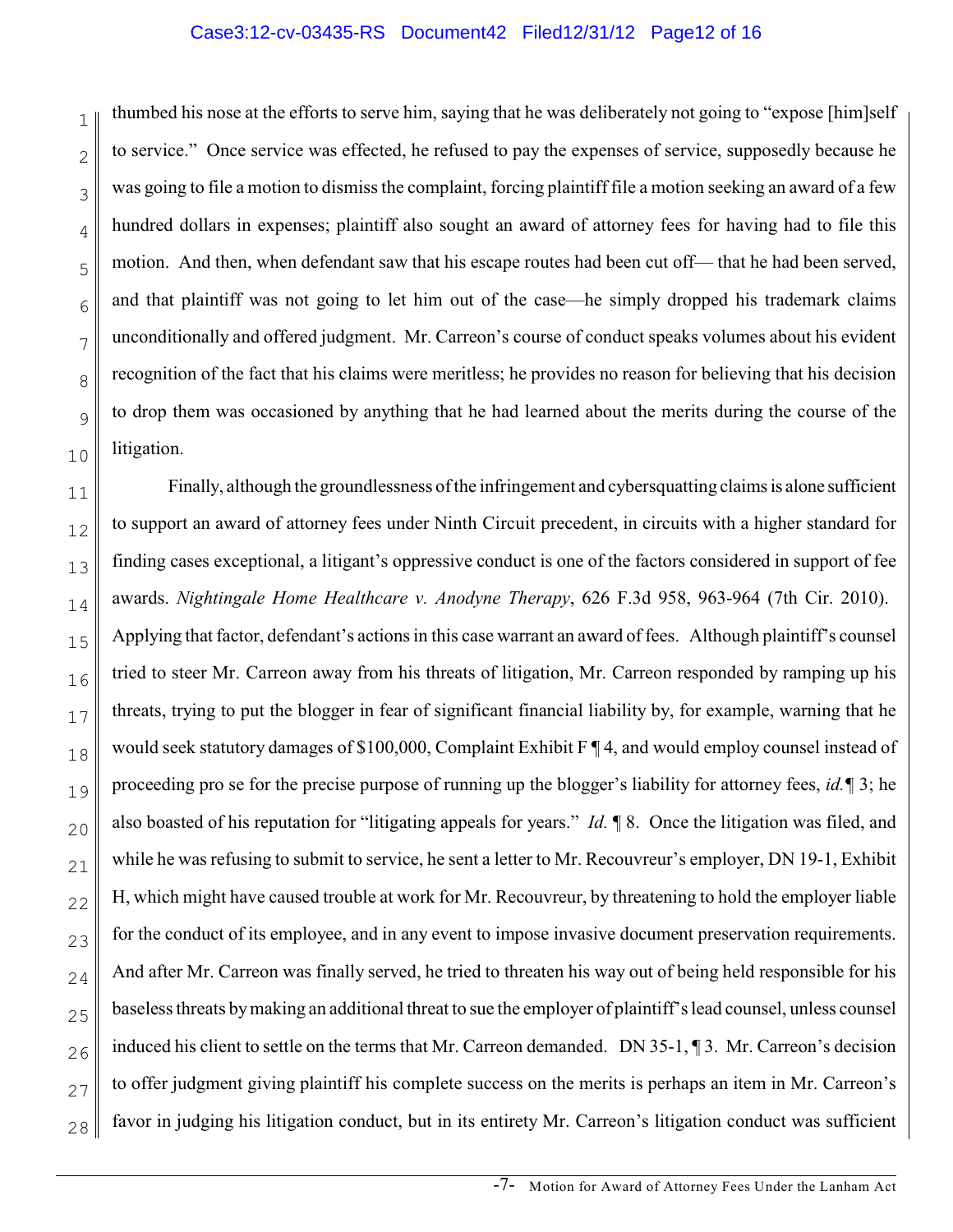thumbed his nose at the efforts to serve him, saying that he was deliberately not going to "expose [him]self to service." Once service was effected, he refused to pay the expenses of service, supposedly because he was going to file a motion to dismiss the complaint, forcing plaintiff file a motion seeking an award of a few hundred dollars in expenses; plaintiff also sought an award of attorney fees for having had to file this motion. And then, when defendant saw that his escape routes had been cut off— that he had been served, and that plaintiff was not going to let him out of the case—he simply dropped his trademark claims unconditionally and offered judgment. Mr. Carreon's course of conduct speaks volumes about his evident recognition of the fact that his claims were meritless; he provides no reason for believing that his decision to drop them was occasioned by anything that he had learned about the merits during the course of the litigation.

Finally, although the groundlessness of the infringement and cybersquatting claims is alone sufficient to support an award of attorney fees under Ninth Circuit precedent, in circuits with a higher standard for finding cases exceptional, a litigant's oppressive conduct is one of the factors considered in support of fee awards. *Nightingale Home Healthcare v. Anodyne Therapy*, 626 F.3d 958, 963-964 (7th Cir. 2010). Applying that factor, defendant's actions in this case warrant an award of fees. Although plaintiff's counsel tried to steer Mr. Carreon away from his threats of litigation, Mr. Carreon responded by ramping up his threats, trying to put the blogger in fear of significant financial liability by, for example, warning that he would seek statutory damages of $100,000, Complaint Exhibit F ¶ 4, and would employ counsel instead of proceeding pro se for the precise purpose of running up the blogger's liability for attorney fees, *id.* ¶ 3; he also boasted of his reputation for "litigating appeals for years." *Id.* ¶ 8. Once the litigation was filed, and while he was refusing to submit to service, he sent a letter to Mr. Recouvreur's employer, DN 19-1, Exhibit H, which might have caused trouble at work for Mr. Recouvreur, by threatening to hold the employer liable for the conduct of its employee, and in any event to impose invasive document preservation requirements. And after Mr. Carreon was finally served, he tried to threaten his way out of being held responsible for his baseless threats by making an additional threat to sue the employer of plaintiff's lead counsel, unless counsel induced his client to settle on the terms that Mr. Carreon demanded. DN 35-1, ¶ 3. Mr. Carreon's decision to offer judgment giving plaintiff his complete success on the merits is perhaps an item in Mr. Carreon's favor in judging his litigation conduct, but in its entirety Mr. Carreon's litigation conduct was sufficient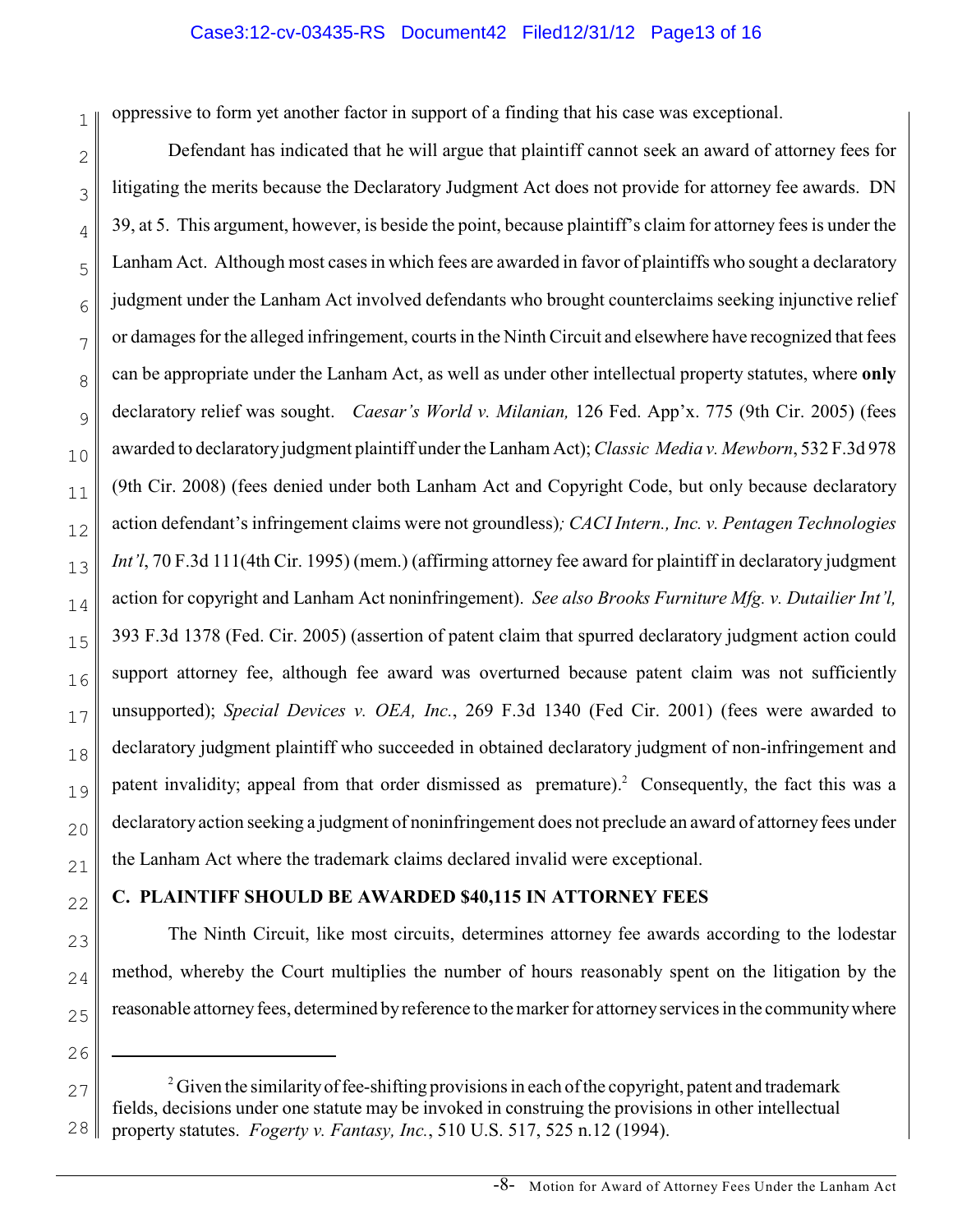oppressive to form yet another factor in support of a finding that his case was exceptional.

Defendant has indicated that he will argue that plaintiff cannot seek an award of attorney fees for litigating the merits because the Declaratory Judgment Act does not provide for attorney fee awards. DN 39, at 5. This argument, however, is beside the point, because plaintiff's claim for attorney fees is under the Lanham Act. Although most cases in which fees are awarded in favor of plaintiffs who sought a declaratory judgment under the Lanham Act involved defendants who brought counterclaims seeking injunctive relief or damages for the alleged infringement, courts in the Ninth Circuit and elsewhere have recognized that fees can be appropriate under the Lanham Act, as well as under other intellectual property statutes, where **only** declaratory relief was sought. *Caesar's World v. Milanian,* 126 Fed. App'x. 775 (9th Cir. 2005) (fees awarded to declaratory judgment plaintiff under the Lanham Act); *Classic Media v. Mewborn*, 532 F.3d 978 (9th Cir. 2008) (fees denied under both Lanham Act and Copyright Code, but only because declaratory action defendant's infringement claims were not groundless)*; CACI Intern., Inc. v. Pentagen Technologies Int'l*, 70 F.3d 111(4th Cir. 1995) (mem.) (affirming attorney fee award for plaintiff in declaratory judgment action for copyright and Lanham Act noninfringement). *See also Brooks Furniture Mfg. v. Dutailier Int'l,* 393 F.3d 1378 (Fed. Cir. 2005) (assertion of patent claim that spurred declaratory judgment action could support attorney fee, although fee award was overturned because patent claim was not sufficiently unsupported); *Special Devices v. OEA, Inc.*, 269 F.3d 1340 (Fed Cir. 2001) (fees were awarded to declaratory judgment plaintiff who succeeded in obtained declaratory judgment of non-infringement and patent invalidity; appeal from that order dismissed as premature).[2] Consequently, the fact this was a declaratory action seeking a judgment of noninfringement does not preclude an award of attorney fees under the Lanham Act where the trademark claims declared invalid were exceptional.

### C. PLAINTIFF SHOULD BE AWARDED $40,115 IN ATTORNEY FEES

The Ninth Circuit, like most circuits, determines attorney fee awards according to the lodestar method, whereby the Court multiplies the number of hours reasonably spent on the litigation by the reasonable attorney fees, determined by reference to the marker for attorney services in the community where

---

[2] Given the similarity of fee-shifting provisions in each of the copyright, patent and trademark fields, decisions under one statute may be invoked in construing the provisions in other intellectual property statutes. *Fogerty v. Fantasy, Inc.*, 510 U.S. 517, 525 n.12 (1994).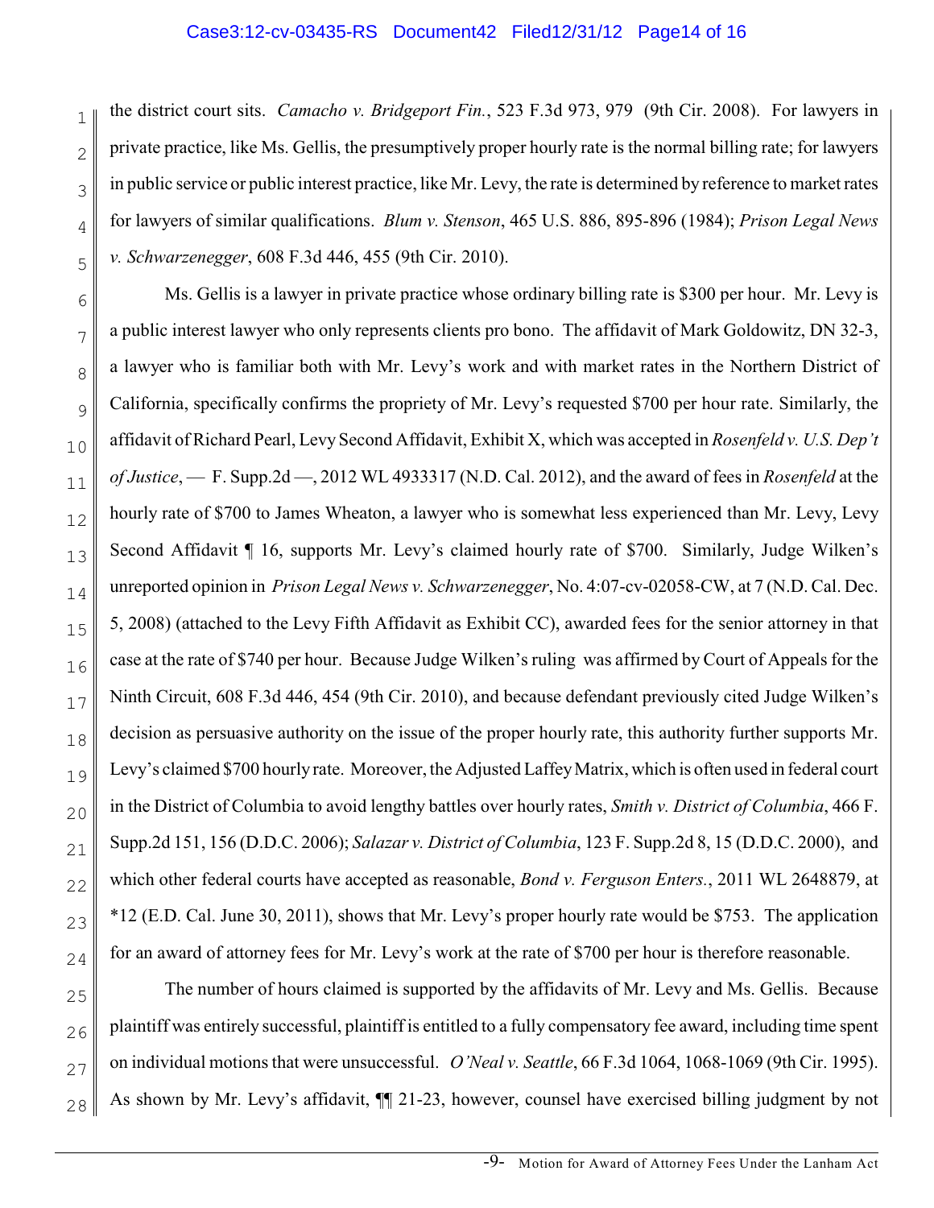the district court sits. *Camacho v. Bridgeport Fin.*, 523 F.3d 973, 979 (9th Cir. 2008). For lawyers in private practice, like Ms. Gellis, the presumptively proper hourly rate is the normal billing rate; for lawyers in public service or public interest practice, like Mr. Levy, the rate is determined by reference to market rates for lawyers of similar qualifications. *Blum v. Stenson*, 465 U.S. 886, 895-896 (1984); *Prison Legal News v. Schwarzenegger*, 608 F.3d 446, 455 (9th Cir. 2010).

Ms. Gellis is a lawyer in private practice whose ordinary billing rate is $300 per hour. Mr. Levy is a public interest lawyer who only represents clients pro bono. The affidavit of Mark Goldowitz, DN 32-3, a lawyer who is familiar both with Mr. Levy's work and with market rates in the Northern District of California, specifically confirms the propriety of Mr. Levy's requested $700 per hour rate. Similarly, the affidavit of Richard Pearl, Levy Second Affidavit, Exhibit X, which was accepted in *Rosenfeld v. U.S. Dep't of Justice*, — F. Supp.2d —, 2012 WL 4933317 (N.D. Cal. 2012), and the award of fees in *Rosenfeld* at the hourly rate of $700 to James Wheaton, a lawyer who is somewhat less experienced than Mr. Levy, Levy Second Affidavit ¶ 16, supports Mr. Levy's claimed hourly rate of $700. Similarly, Judge Wilken's unreported opinion in *Prison Legal News v. Schwarzenegger*, No. 4:07-cv-02058-CW, at 7 (N.D. Cal. Dec. 5, 2008) (attached to the Levy Fifth Affidavit as Exhibit CC), awarded fees for the senior attorney in that case at the rate of $740 per hour. Because Judge Wilken's ruling was affirmed by Court of Appeals for the Ninth Circuit, 608 F.3d 446, 454 (9th Cir. 2010), and because defendant previously cited Judge Wilken's decision as persuasive authority on the issue of the proper hourly rate, this authority further supports Mr. Levy's claimed $700 hourly rate. Moreover, the Adjusted Laffey Matrix, which is often used in federal court in the District of Columbia to avoid lengthy battles over hourly rates, *Smith v. District of Columbia*, 466 F. Supp.2d 151, 156 (D.D.C. 2006); *Salazar v. District of Columbia*, 123 F. Supp.2d 8, 15 (D.D.C. 2000), and which other federal courts have accepted as reasonable, *Bond v. Ferguson Enters.*, 2011 WL 2648879, at *12 (E.D. Cal. June 30, 2011), shows that Mr. Levy's proper hourly rate would be $753. The application for an award of attorney fees for Mr. Levy's work at the rate of $700 per hour is therefore reasonable.

The number of hours claimed is supported by the affidavits of Mr. Levy and Ms. Gellis. Because plaintiff was entirely successful, plaintiff is entitled to a fully compensatory fee award, including time spent on individual motions that were unsuccessful. *O'Neal v. Seattle*, 66 F.3d 1064, 1068-1069 (9th Cir. 1995). As shown by Mr. Levy's affidavit, ¶¶ 21-23, however, counsel have exercised billing judgment by not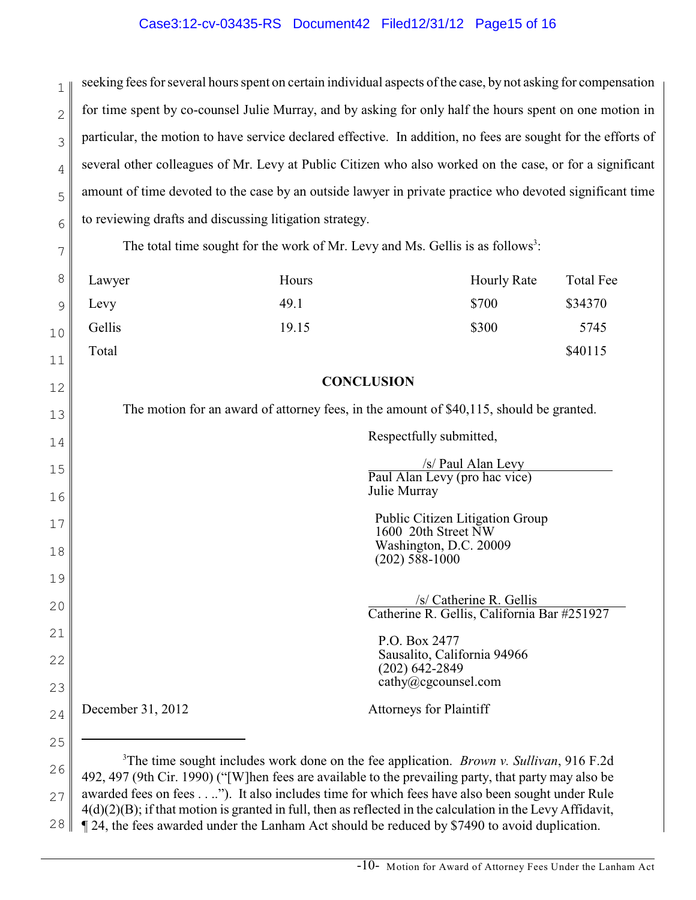seeking fees for several hours spent on certain individual aspects of the case, by not asking for compensation for time spent by co-counsel Julie Murray, and by asking for only half the hours spent on one motion in particular, the motion to have service declared effective. In addition, no fees are sought for the efforts of several other colleagues of Mr. Levy at Public Citizen who also worked on the case, or for a significant amount of time devoted to the case by an outside lawyer in private practice who devoted significant time to reviewing drafts and discussing litigation strategy.

The total time sought for the work of Mr. Levy and Ms. Gellis is as follows[3]:

| Lawyer | Hours | Hourly Rate | Total Fee |
|---|---|---|---|
| Levy | 49.1 | $700 | $34370 |
| Gellis | 19.15 | $300 | 5745 |
| Total | | | $40115 |

## CONCLUSION

The motion for an award of attorney fees, in the amount of $40,115, should be granted.

Respectfully submitted,

/s/ Paul Alan Levy
Paul Alan Levy (pro hac vice)
Julie Murray

Public Citizen Litigation Group
1600 20th Street NW
Washington, D.C. 20009
(202) 588-1000

/s/ Catherine R. Gellis
Catherine R. Gellis, California Bar #251927

P.O. Box 2477
Sausalito, California 94966
(202) 642-2849
cathy@cgcounsel.com

December 31, 2012

Attorneys for Plaintiff

---

[3]The time sought includes work done on the fee application. *Brown v. Sullivan*, 916 F.2d 492, 497 (9th Cir. 1990) ("[W]hen fees are available to the prevailing party, that party may also be awarded fees on fees . . .."). It also includes time for which fees have also been sought under Rule 4(d)(2)(B); if that motion is granted in full, then as reflected in the calculation in the Levy Affidavit, ¶ 24, the fees awarded under the Lanham Act should be reduced by $7490 to avoid duplication.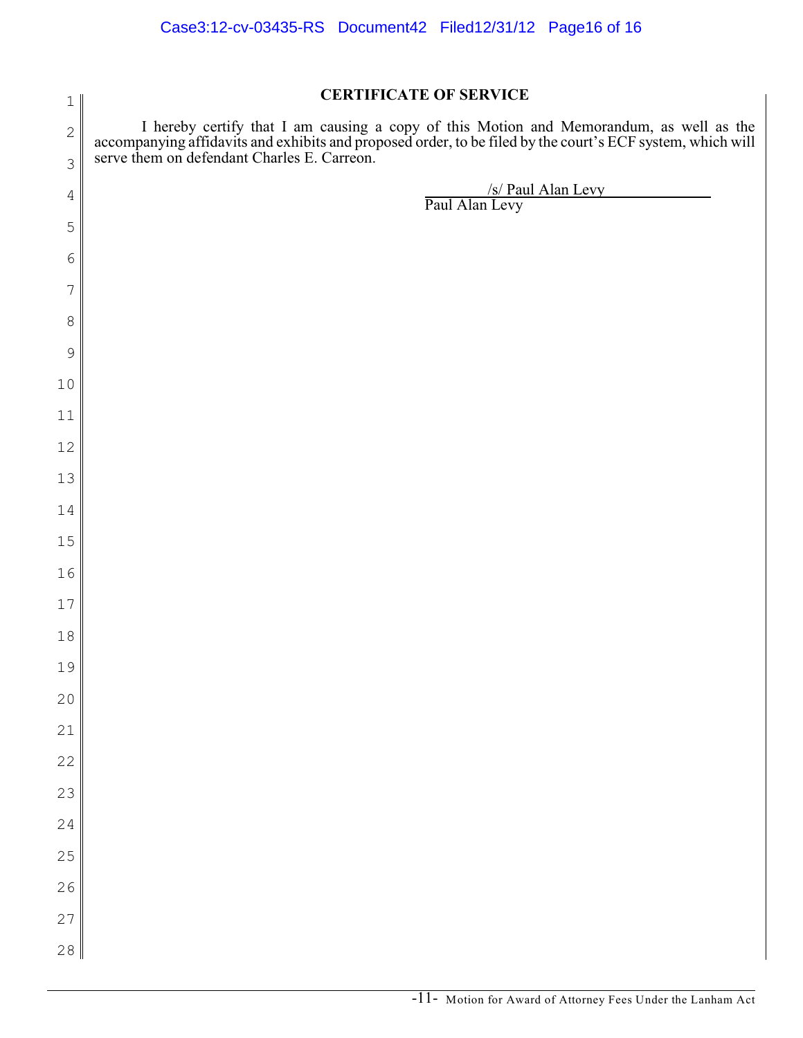**CERTIFICATE OF SERVICE**

I hereby certify that I am causing a copy of this Motion and Memorandum, as well as the accompanying affidavits and exhibits and proposed order, to be filed by the court's ECF system, which will serve them on defendant Charles E. Carreon.

/s/ Paul Alan Levy
Paul Alan Levy